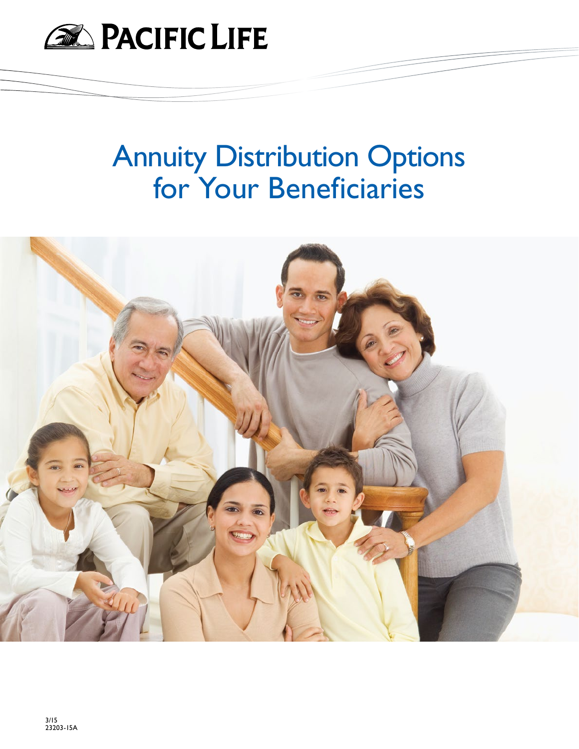PACIFIC LIFE

# Annuity Distribution Options for Your Beneficiaries

3/15
23203-15A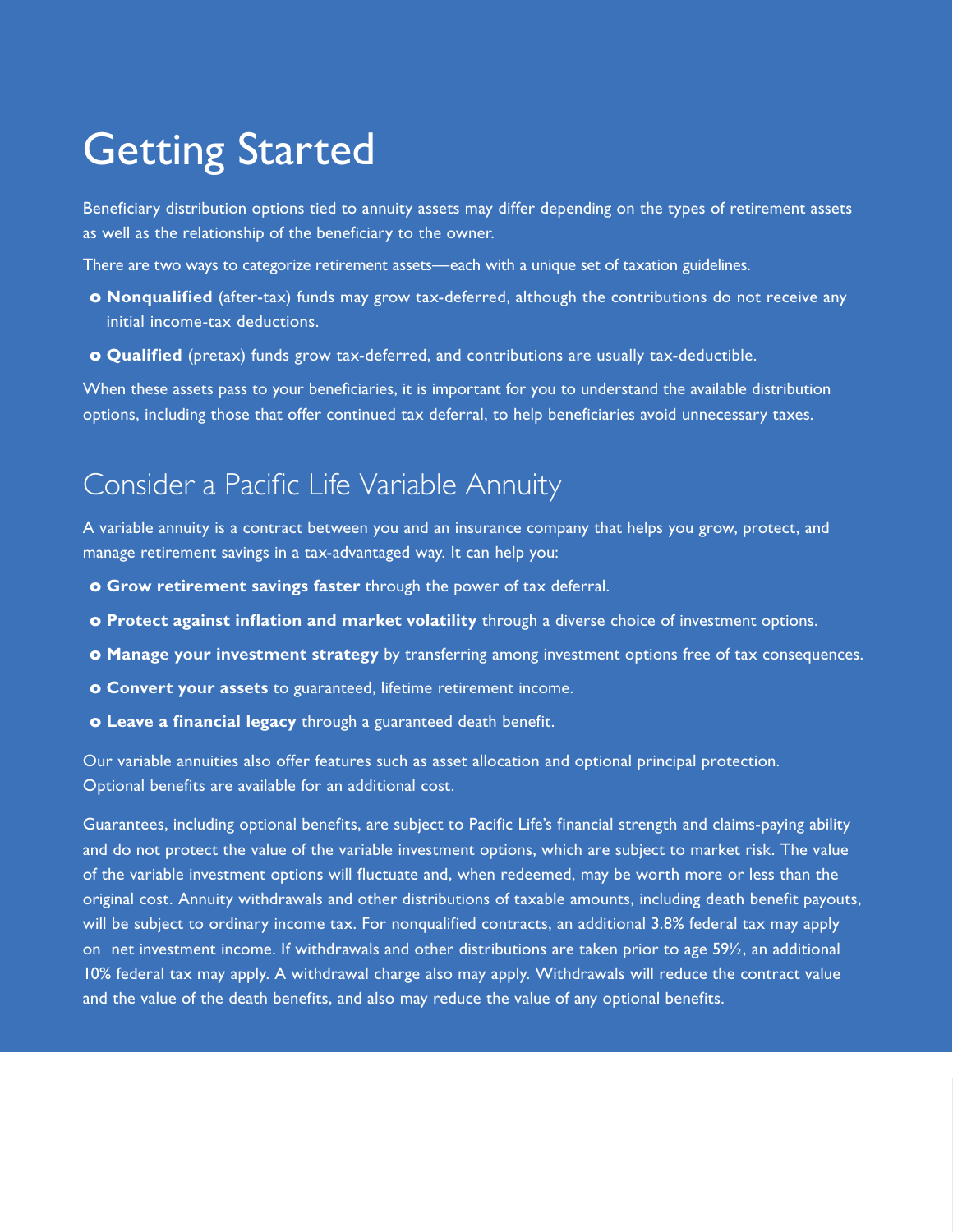# Getting Started

Beneficiary distribution options tied to annuity assets may differ depending on the types of retirement assets as well as the relationship of the beneficiary to the owner.

There are two ways to categorize retirement assets—each with a unique set of taxation guidelines.

- **Nonqualified** (after-tax) funds may grow tax-deferred, although the contributions do not receive any initial income-tax deductions.
- **Qualified** (pretax) funds grow tax-deferred, and contributions are usually tax-deductible.

When these assets pass to your beneficiaries, it is important for you to understand the available distribution options, including those that offer continued tax deferral, to help beneficiaries avoid unnecessary taxes.

## Consider a Pacific Life Variable Annuity

A variable annuity is a contract between you and an insurance company that helps you grow, protect, and manage retirement savings in a tax-advantaged way. It can help you:

- **Grow retirement savings faster** through the power of tax deferral.
- **Protect against inflation and market volatility** through a diverse choice of investment options.
- **Manage your investment strategy** by transferring among investment options free of tax consequences.
- **Convert your assets** to guaranteed, lifetime retirement income.
- **Leave a financial legacy** through a guaranteed death benefit.

Our variable annuities also offer features such as asset allocation and optional principal protection. Optional benefits are available for an additional cost.

Guarantees, including optional benefits, are subject to Pacific Life's financial strength and claims-paying ability and do not protect the value of the variable investment options, which are subject to market risk. The value of the variable investment options will fluctuate and, when redeemed, may be worth more or less than the original cost. Annuity withdrawals and other distributions of taxable amounts, including death benefit payouts, will be subject to ordinary income tax. For nonqualified contracts, an additional 3.8% federal tax may apply on net investment income. If withdrawals and other distributions are taken prior to age 59½, an additional 10% federal tax may apply. A withdrawal charge also may apply. Withdrawals will reduce the contract value and the value of the death benefits, and also may reduce the value of any optional benefits.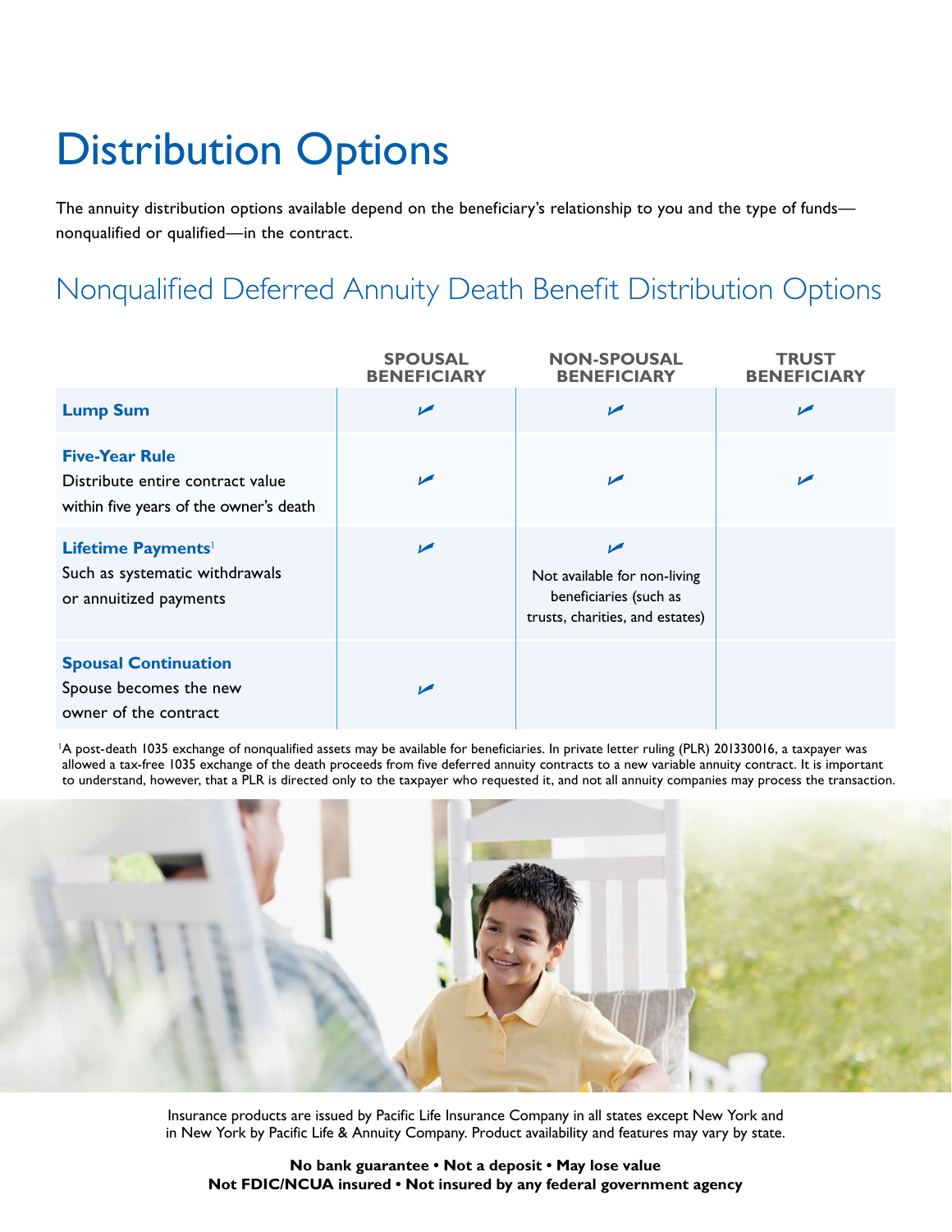# Distribution Options

The annuity distribution options available depend on the beneficiary's relationship to you and the type of funds—nonqualified or qualified—in the contract.

## Nonqualified Deferred Annuity Death Benefit Distribution Options

| | SPOUSAL BENEFICIARY | NON-SPOUSAL BENEFICIARY | TRUST BENEFICIARY |
|---|---|---|---|
| **Lump Sum** | ✔ | ✔ | ✔ |
| **Five-Year Rule** Distribute entire contract value within five years of the owner's death | ✔ | ✔ | ✔ |
| **Lifetime Payments**[1] Such as systematic withdrawals or annuitized payments | ✔ | ✔ Not available for non-living beneficiaries (such as trusts, charities, and estates) | |
| **Spousal Continuation** Spouse becomes the new owner of the contract | ✔ | | |

[1]A post-death 1035 exchange of nonqualified assets may be available for beneficiaries. In private letter ruling (PLR) 201330016, a taxpayer was allowed a tax-free 1035 exchange of the death proceeds from five deferred annuity contracts to a new variable annuity contract. It is important to understand, however, that a PLR is directed only to the taxpayer who requested it, and not all annuity companies may process the transaction.

Insurance products are issued by Pacific Life Insurance Company in all states except New York and in New York by Pacific Life & Annuity Company. Product availability and features may vary by state.

**No bank guarantee • Not a deposit • May lose value**
**Not FDIC/NCUA insured • Not insured by any federal government agency**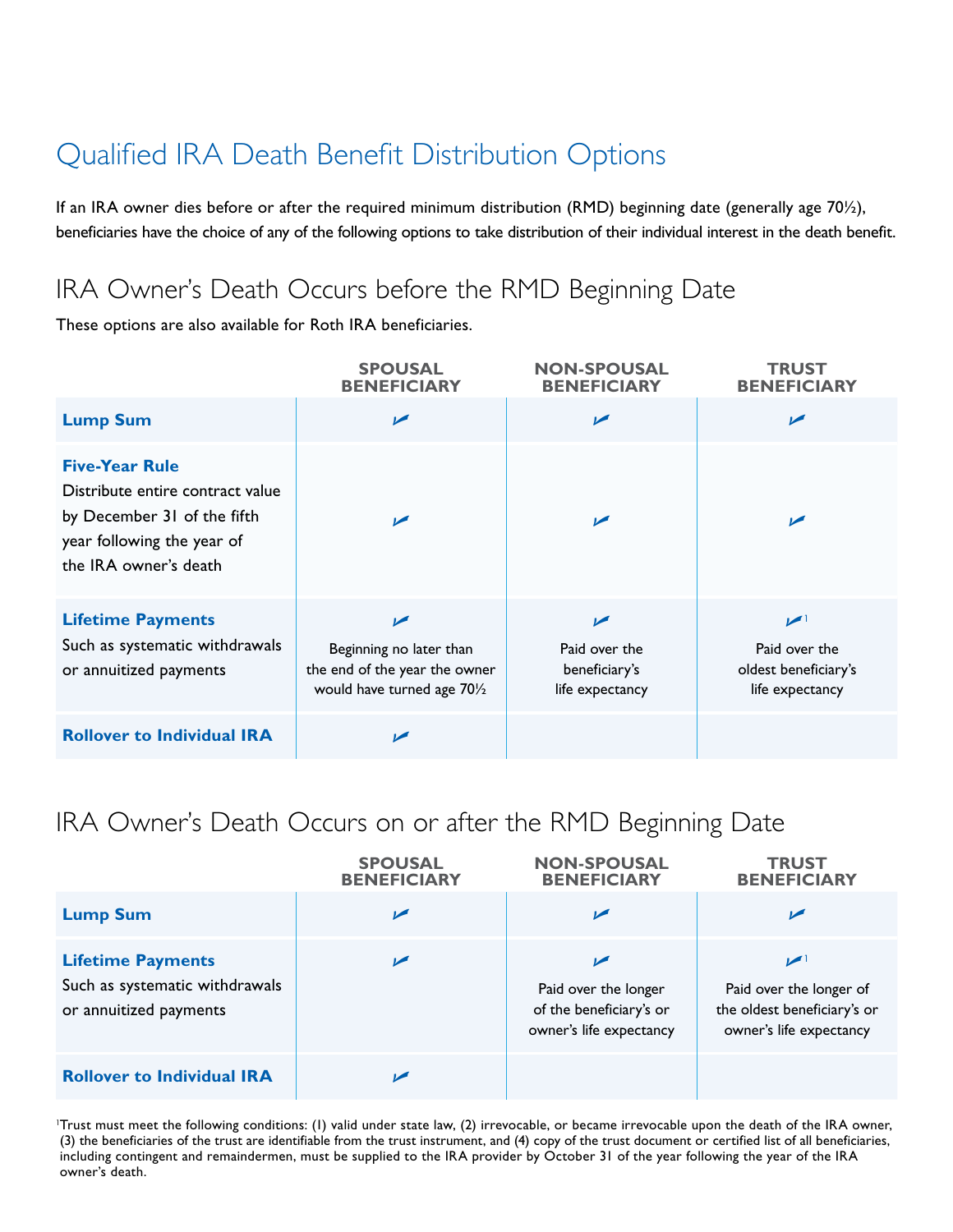# Qualified IRA Death Benefit Distribution Options

If an IRA owner dies before or after the required minimum distribution (RMD) beginning date (generally age 70½), beneficiaries have the choice of any of the following options to take distribution of their individual interest in the death benefit.

## IRA Owner's Death Occurs before the RMD Beginning Date

These options are also available for Roth IRA beneficiaries.

| | SPOUSAL BENEFICIARY | NON-SPOUSAL BENEFICIARY | TRUST BENEFICIARY |
|---|---|---|---|
| **Lump Sum** | ✓ | ✓ | ✓ |
| **Five-Year Rule** Distribute entire contract value by December 31 of the fifth year following the year of the IRA owner's death | ✓ | ✓ | ✓ |
| **Lifetime Payments** Such as systematic withdrawals or annuitized payments | ✓ Beginning no later than the end of the year the owner would have turned age 70½ | ✓ Paid over the beneficiary's life expectancy | ✓[1] Paid over the oldest beneficiary's life expectancy |
| **Rollover to Individual IRA** | ✓ | | |

## IRA Owner's Death Occurs on or after the RMD Beginning Date

| | SPOUSAL BENEFICIARY | NON-SPOUSAL BENEFICIARY | TRUST BENEFICIARY |
|---|---|---|---|
| **Lump Sum** | ✓ | ✓ | ✓ |
| **Lifetime Payments** Such as systematic withdrawals or annuitized payments | ✓ | ✓ Paid over the longer of the beneficiary's or owner's life expectancy | ✓[1] Paid over the longer of the oldest beneficiary's or owner's life expectancy |
| **Rollover to Individual IRA** | ✓ | | |

[1]Trust must meet the following conditions: (1) valid under state law, (2) irrevocable, or became irrevocable upon the death of the IRA owner, (3) the beneficiaries of the trust are identifiable from the trust instrument, and (4) copy of the trust document or certified list of all beneficiaries, including contingent and remaindermen, must be supplied to the IRA provider by October 31 of the year following the year of the IRA owner's death.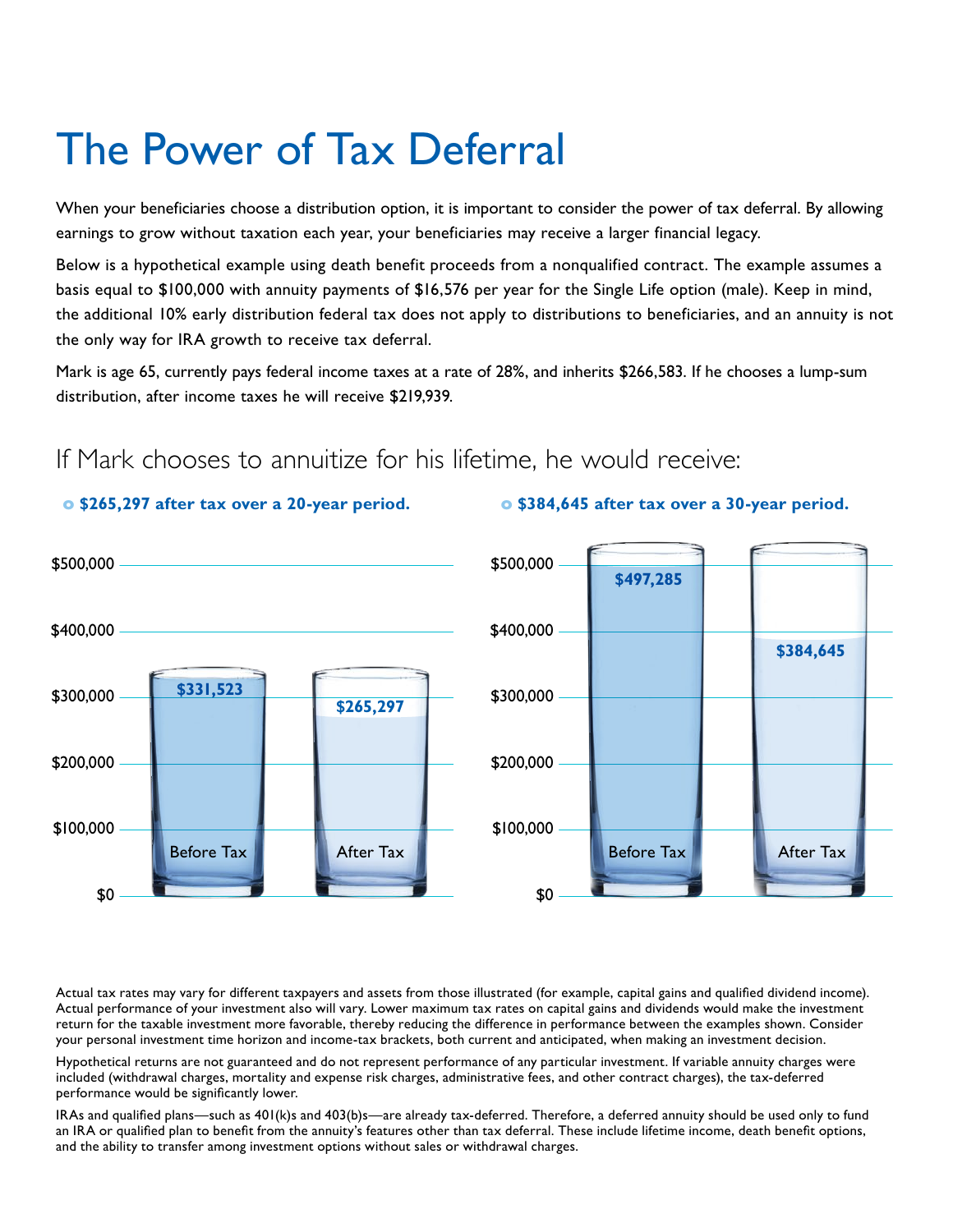# The Power of Tax Deferral

When your beneficiaries choose a distribution option, it is important to consider the power of tax deferral. By allowing earnings to grow without taxation each year, your beneficiaries may receive a larger financial legacy.

Below is a hypothetical example using death benefit proceeds from a nonqualified contract. The example assumes a basis equal to $100,000 with annuity payments of $16,576 per year for the Single Life option (male). Keep in mind, the additional 10% early distribution federal tax does not apply to distributions to beneficiaries, and an annuity is not the only way for IRA growth to receive tax deferral.

Mark is age 65, currently pays federal income taxes at a rate of 28%, and inherits $266,583. If he chooses a lump-sum distribution, after income taxes he will receive $219,939.

## If Mark chooses to annuitize for his lifetime, he would receive:

- **$265,297 after tax over a 20-year period.**
- **$384,645 after tax over a 30-year period.**

| Period | Before Tax | After Tax |
|---|---|---|
| 20-year | $331,523 | $265,297 |
| 30-year | $497,285 | $384,645 |

Actual tax rates may vary for different taxpayers and assets from those illustrated (for example, capital gains and qualified dividend income). Actual performance of your investment also will vary. Lower maximum tax rates on capital gains and dividends would make the investment return for the taxable investment more favorable, thereby reducing the difference in performance between the examples shown. Consider your personal investment time horizon and income-tax brackets, both current and anticipated, when making an investment decision.

Hypothetical returns are not guaranteed and do not represent performance of any particular investment. If variable annuity charges were included (withdrawal charges, mortality and expense risk charges, administrative fees, and other contract charges), the tax-deferred performance would be significantly lower.

IRAs and qualified plans—such as 401(k)s and 403(b)s—are already tax-deferred. Therefore, a deferred annuity should be used only to fund an IRA or qualified plan to benefit from the annuity's features other than tax deferral. These include lifetime income, death benefit options, and the ability to transfer among investment options without sales or withdrawal charges.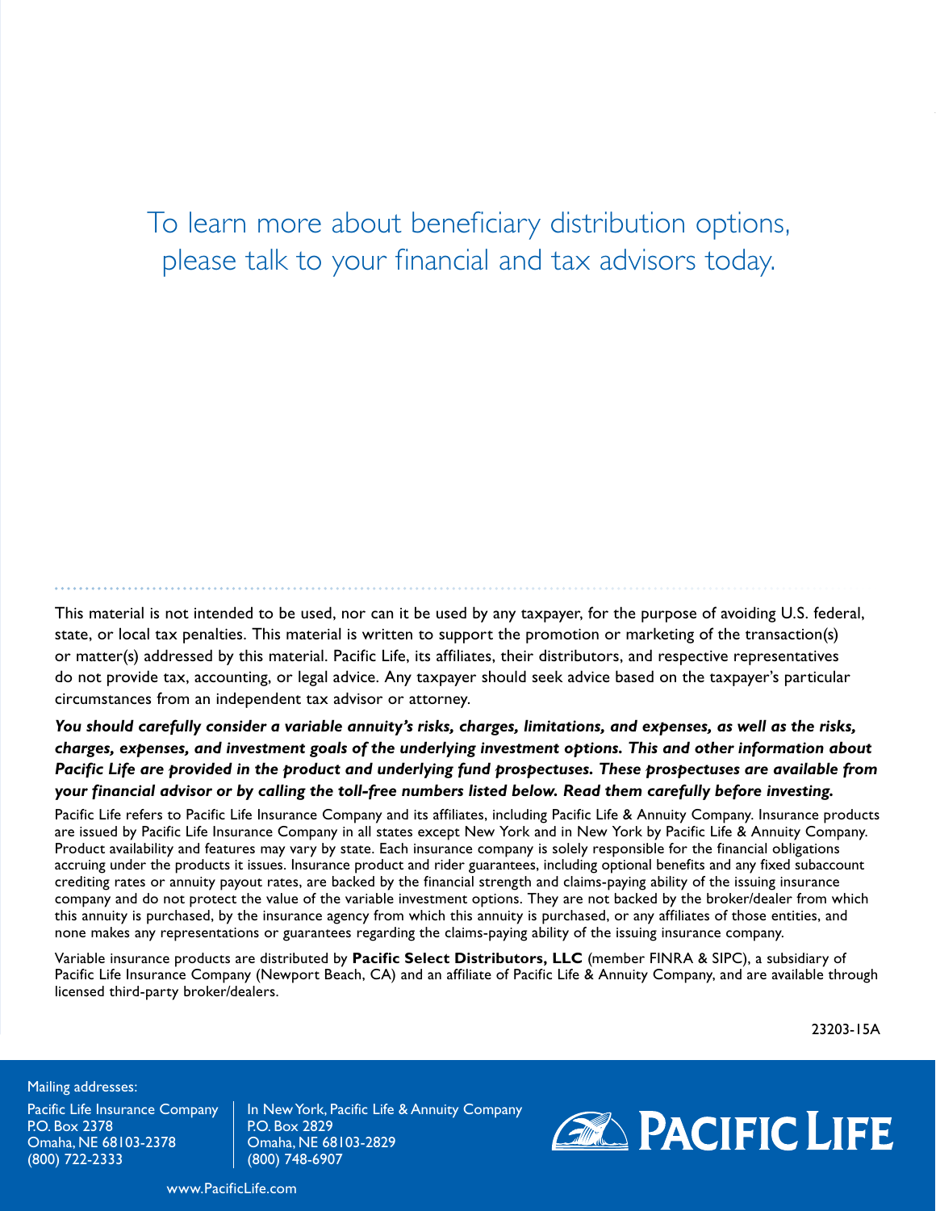To learn more about beneficiary distribution options, please talk to your financial and tax advisors today.

This material is not intended to be used, nor can it be used by any taxpayer, for the purpose of avoiding U.S. federal, state, or local tax penalties. This material is written to support the promotion or marketing of the transaction(s) or matter(s) addressed by this material. Pacific Life, its affiliates, their distributors, and respective representatives do not provide tax, accounting, or legal advice. Any taxpayer should seek advice based on the taxpayer's particular circumstances from an independent tax advisor or attorney.

***You should carefully consider a variable annuity's risks, charges, limitations, and expenses, as well as the risks, charges, expenses, and investment goals of the underlying investment options. This and other information about Pacific Life are provided in the product and underlying fund prospectuses. These prospectuses are available from your financial advisor or by calling the toll-free numbers listed below. Read them carefully before investing.***

Pacific Life refers to Pacific Life Insurance Company and its affiliates, including Pacific Life & Annuity Company. Insurance products are issued by Pacific Life Insurance Company in all states except New York and in New York by Pacific Life & Annuity Company. Product availability and features may vary by state. Each insurance company is solely responsible for the financial obligations accruing under the products it issues. Insurance product and rider guarantees, including optional benefits and any fixed subaccount crediting rates or annuity payout rates, are backed by the financial strength and claims-paying ability of the issuing insurance company and do not protect the value of the variable investment options. They are not backed by the broker/dealer from which this annuity is purchased, by the insurance agency from which this annuity is purchased, or any affiliates of those entities, and none makes any representations or guarantees regarding the claims-paying ability of the issuing insurance company.

Variable insurance products are distributed by **Pacific Select Distributors, LLC** (member FINRA & SIPC), a subsidiary of Pacific Life Insurance Company (Newport Beach, CA) and an affiliate of Pacific Life & Annuity Company, and are available through licensed third-party broker/dealers.

23203-15A

Mailing addresses:

Pacific Life Insurance Company
P.O. Box 2378
Omaha, NE 68103-2378
(800) 722-2333

In New York, Pacific Life & Annuity Company
P.O. Box 2829
Omaha, NE 68103-2829
(800) 748-6907

PACIFIC LIFE

www.PacificLife.com